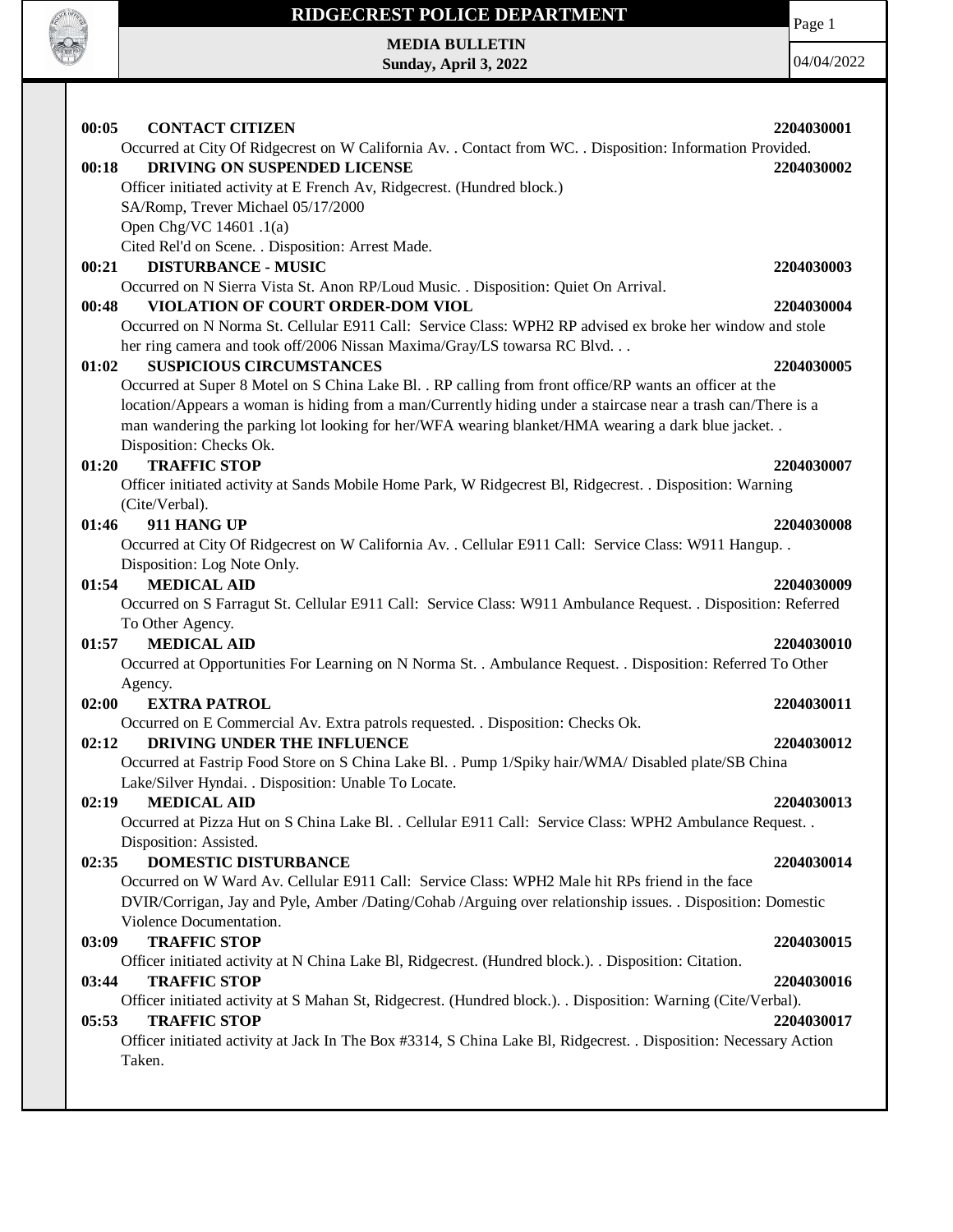# RIDGECREST POLICE DEPARTMENT

**MEDIA BULLETIN**
**Sunday, April 3, 2022**

04/04/2022

**00:05 CONTACT CITIZEN** **2204030001**
Occurred at City Of Ridgecrest on W California Av. . Contact from WC. . Disposition: Information Provided.

**00:18 DRIVING ON SUSPENDED LICENSE** **2204030002**
Officer initiated activity at E French Av, Ridgecrest. (Hundred block.)
SA/Romp, Trever Michael 05/17/2000
Open Chg/VC 14601 .1(a)
Cited Rel'd on Scene. . Disposition: Arrest Made.

**00:21 DISTURBANCE - MUSIC** **2204030003**
Occurred on N Sierra Vista St. Anon RP/Loud Music. . Disposition: Quiet On Arrival.

**00:48 VIOLATION OF COURT ORDER-DOM VIOL** **2204030004**
Occurred on N Norma St. Cellular E911 Call: Service Class: WPH2 RP advised ex broke her window and stole her ring camera and took off/2006 Nissan Maxima/Gray/LS towarsa RC Blvd. . .

**01:02 SUSPICIOUS CIRCUMSTANCES** **2204030005**
Occurred at Super 8 Motel on S China Lake Bl. . RP calling from front office/RP wants an officer at the location/Appears a woman is hiding from a man/Currently hiding under a staircase near a trash can/There is a man wandering the parking lot looking for her/WFA wearing blanket/HMA wearing a dark blue jacket. . Disposition: Checks Ok.

**01:20 TRAFFIC STOP** **2204030007**
Officer initiated activity at Sands Mobile Home Park, W Ridgecrest Bl, Ridgecrest. . Disposition: Warning (Cite/Verbal).

**01:46 911 HANG UP** **2204030008**
Occurred at City Of Ridgecrest on W California Av. . Cellular E911 Call: Service Class: W911 Hangup. . Disposition: Log Note Only.

**01:54 MEDICAL AID** **2204030009**
Occurred on S Farragut St. Cellular E911 Call: Service Class: W911 Ambulance Request. . Disposition: Referred To Other Agency.

**01:57 MEDICAL AID** **2204030010**
Occurred at Opportunities For Learning on N Norma St. . Ambulance Request. . Disposition: Referred To Other Agency.

**02:00 EXTRA PATROL** **2204030011**
Occurred on E Commercial Av. Extra patrols requested. . Disposition: Checks Ok.

**02:12 DRIVING UNDER THE INFLUENCE** **2204030012**
Occurred at Fastrip Food Store on S China Lake Bl. . Pump 1/Spiky hair/WMA/ Disabled plate/SB China Lake/Silver Hyndai. . Disposition: Unable To Locate.

**02:19 MEDICAL AID** **2204030013**
Occurred at Pizza Hut on S China Lake Bl. . Cellular E911 Call: Service Class: WPH2 Ambulance Request. . Disposition: Assisted.

**02:35 DOMESTIC DISTURBANCE** **2204030014**
Occurred on W Ward Av. Cellular E911 Call: Service Class: WPH2 Male hit RPs friend in the face DVIR/Corrigan, Jay and Pyle, Amber /Dating/Cohab /Arguing over relationship issues. . Disposition: Domestic Violence Documentation.

**03:09 TRAFFIC STOP** **2204030015**
Officer initiated activity at N China Lake Bl, Ridgecrest. (Hundred block.). . Disposition: Citation.

**03:44 TRAFFIC STOP** **2204030016**
Officer initiated activity at S Mahan St, Ridgecrest. (Hundred block.). . Disposition: Warning (Cite/Verbal).

**05:53 TRAFFIC STOP** **2204030017**
Officer initiated activity at Jack In The Box #3314, S China Lake Bl, Ridgecrest. . Disposition: Necessary Action Taken.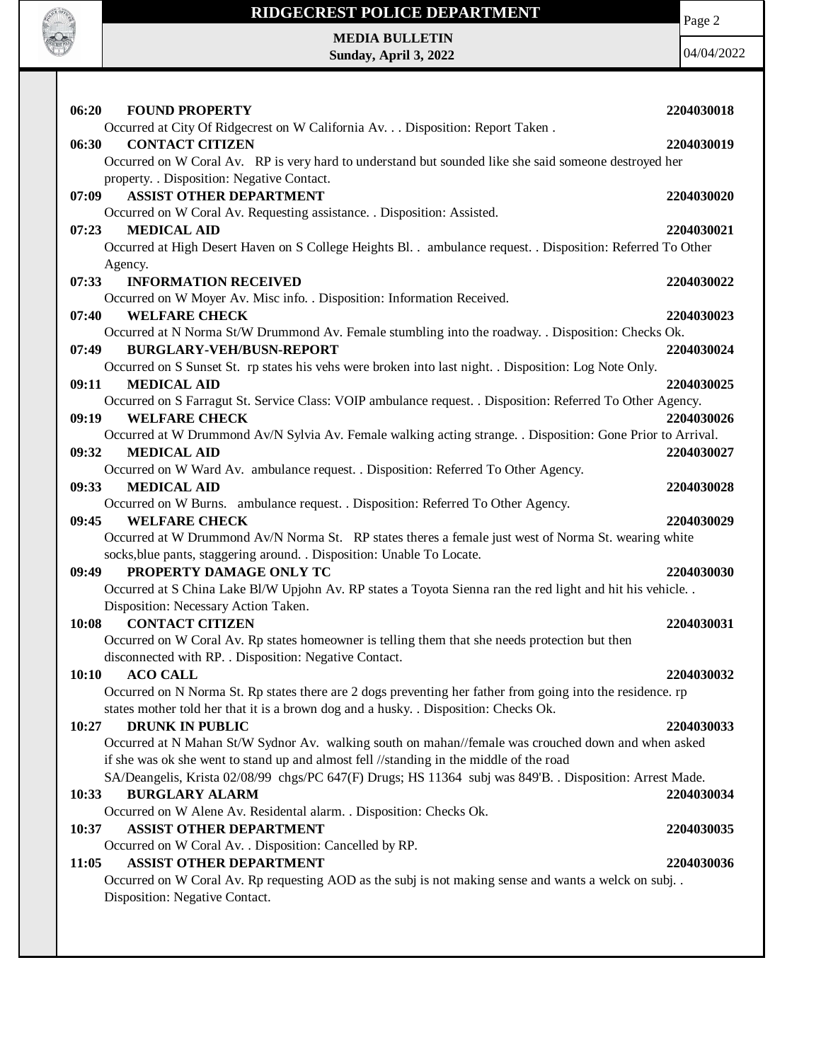**06:20 FOUND PROPERTY** 2204030018

Occurred at City Of Ridgecrest on W California Av. . . Disposition: Report Taken .

**06:30 CONTACT CITIZEN** 2204030019

Occurred on W Coral Av. RP is very hard to understand but sounded like she said someone destroyed her property. . Disposition: Negative Contact.

**07:09 ASSIST OTHER DEPARTMENT** 2204030020

Occurred on W Coral Av. Requesting assistance. . Disposition: Assisted.

**07:23 MEDICAL AID** 2204030021

Occurred at High Desert Haven on S College Heights Bl. . ambulance request. . Disposition: Referred To Other Agency.

**07:33 INFORMATION RECEIVED** 2204030022

Occurred on W Moyer Av. Misc info. . Disposition: Information Received.

**07:40 WELFARE CHECK** 2204030023

Occurred at N Norma St/W Drummond Av. Female stumbling into the roadway. . Disposition: Checks Ok.

**07:49 BURGLARY-VEH/BUSN-REPORT** 2204030024

Occurred on S Sunset St. rp states his vehs were broken into last night. . Disposition: Log Note Only.

**09:11 MEDICAL AID** 2204030025

Occurred on S Farragut St. Service Class: VOIP ambulance request. . Disposition: Referred To Other Agency.

**09:19 WELFARE CHECK** 2204030026

Occurred at W Drummond Av/N Sylvia Av. Female walking acting strange. . Disposition: Gone Prior to Arrival.

**09:32 MEDICAL AID** 2204030027

Occurred on W Ward Av. ambulance request. . Disposition: Referred To Other Agency.

**09:33 MEDICAL AID** 2204030028

Occurred on W Burns. ambulance request. . Disposition: Referred To Other Agency.

**09:45 WELFARE CHECK** 2204030029

Occurred at W Drummond Av/N Norma St. RP states theres a female just west of Norma St. wearing white socks,blue pants, staggering around. . Disposition: Unable To Locate.

**09:49 PROPERTY DAMAGE ONLY TC** 2204030030

Occurred at S China Lake Bl/W Upjohn Av. RP states a Toyota Sienna ran the red light and hit his vehicle. . Disposition: Necessary Action Taken.

**10:08 CONTACT CITIZEN** 2204030031

Occurred on W Coral Av. Rp states homeowner is telling them that she needs protection but then disconnected with RP. . Disposition: Negative Contact.

**10:10 ACO CALL** 2204030032

Occurred on N Norma St. Rp states there are 2 dogs preventing her father from going into the residence. rp states mother told her that it is a brown dog and a husky. . Disposition: Checks Ok.

**10:27 DRUNK IN PUBLIC** 2204030033

Occurred at N Mahan St/W Sydnor Av. walking south on mahan//female was crouched down and when asked if she was ok she went to stand up and almost fell //standing in the middle of the road SA/Deangelis, Krista 02/08/99 chgs/PC 647(F) Drugs; HS 11364 subj was 849'B. . Disposition: Arrest Made.

**10:33 BURGLARY ALARM** 2204030034

Occurred on W Alene Av. Residental alarm. . Disposition: Checks Ok.

**10:37 ASSIST OTHER DEPARTMENT** 2204030035

Occurred on W Coral Av. . Disposition: Cancelled by RP.

**11:05 ASSIST OTHER DEPARTMENT** 2204030036

Occurred on W Coral Av. Rp requesting AOD as the subj is not making sense and wants a welck on subj. . Disposition: Negative Contact.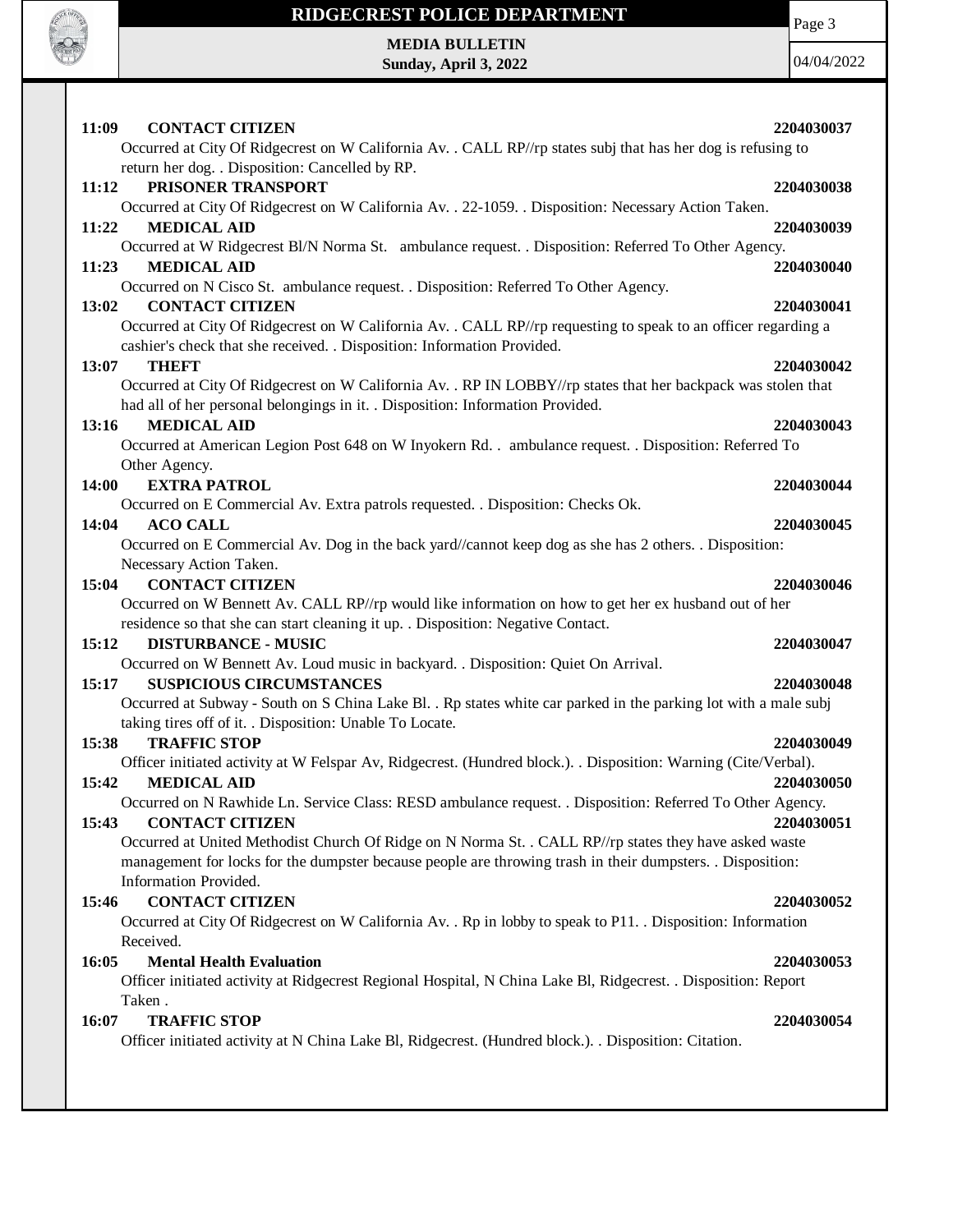**11:09 CONTACT CITIZEN 2204030037**

Occurred at City Of Ridgecrest on W California Av. . CALL RP//rp states subj that has her dog is refusing to return her dog. . Disposition: Cancelled by RP.

**11:12 PRISONER TRANSPORT 2204030038**

Occurred at City Of Ridgecrest on W California Av. . 22-1059. . Disposition: Necessary Action Taken.

**11:22 MEDICAL AID 2204030039**

Occurred at W Ridgecrest Bl/N Norma St. ambulance request. . Disposition: Referred To Other Agency.

**11:23 MEDICAL AID 2204030040**

Occurred on N Cisco St. ambulance request. . Disposition: Referred To Other Agency.

**13:02 CONTACT CITIZEN 2204030041**

Occurred at City Of Ridgecrest on W California Av. . CALL RP//rp requesting to speak to an officer regarding a cashier's check that she received. . Disposition: Information Provided.

**13:07 THEFT 2204030042**

Occurred at City Of Ridgecrest on W California Av. . RP IN LOBBY//rp states that her backpack was stolen that had all of her personal belongings in it. . Disposition: Information Provided.

**13:16 MEDICAL AID 2204030043**

Occurred at American Legion Post 648 on W Inyokern Rd. . ambulance request. . Disposition: Referred To Other Agency.

**14:00 EXTRA PATROL 2204030044**

Occurred on E Commercial Av. Extra patrols requested. . Disposition: Checks Ok.

**14:04 ACO CALL 2204030045**

Occurred on E Commercial Av. Dog in the back yard//cannot keep dog as she has 2 others. . Disposition: Necessary Action Taken.

**15:04 CONTACT CITIZEN 2204030046**

Occurred on W Bennett Av. CALL RP//rp would like information on how to get her ex husband out of her residence so that she can start cleaning it up. . Disposition: Negative Contact.

**15:12 DISTURBANCE - MUSIC 2204030047**

Occurred on W Bennett Av. Loud music in backyard. . Disposition: Quiet On Arrival.

**15:17 SUSPICIOUS CIRCUMSTANCES 2204030048**

Occurred at Subway - South on S China Lake Bl. . Rp states white car parked in the parking lot with a male subj taking tires off of it. . Disposition: Unable To Locate.

**15:38 TRAFFIC STOP 2204030049**

Officer initiated activity at W Felspar Av, Ridgecrest. (Hundred block.). . Disposition: Warning (Cite/Verbal).

**15:42 MEDICAL AID 2204030050**

Occurred on N Rawhide Ln. Service Class: RESD ambulance request. . Disposition: Referred To Other Agency.

**15:43 CONTACT CITIZEN 2204030051**

Occurred at United Methodist Church Of Ridge on N Norma St. . CALL RP//rp states they have asked waste management for locks for the dumpster because people are throwing trash in their dumpsters. . Disposition: Information Provided.

**15:46 CONTACT CITIZEN 2204030052**

Occurred at City Of Ridgecrest on W California Av. . Rp in lobby to speak to P11. . Disposition: Information Received.

**16:05 Mental Health Evaluation 2204030053**

Officer initiated activity at Ridgecrest Regional Hospital, N China Lake Bl, Ridgecrest. . Disposition: Report Taken .

**16:07 TRAFFIC STOP 2204030054**

Officer initiated activity at N China Lake Bl, Ridgecrest. (Hundred block.). . Disposition: Citation.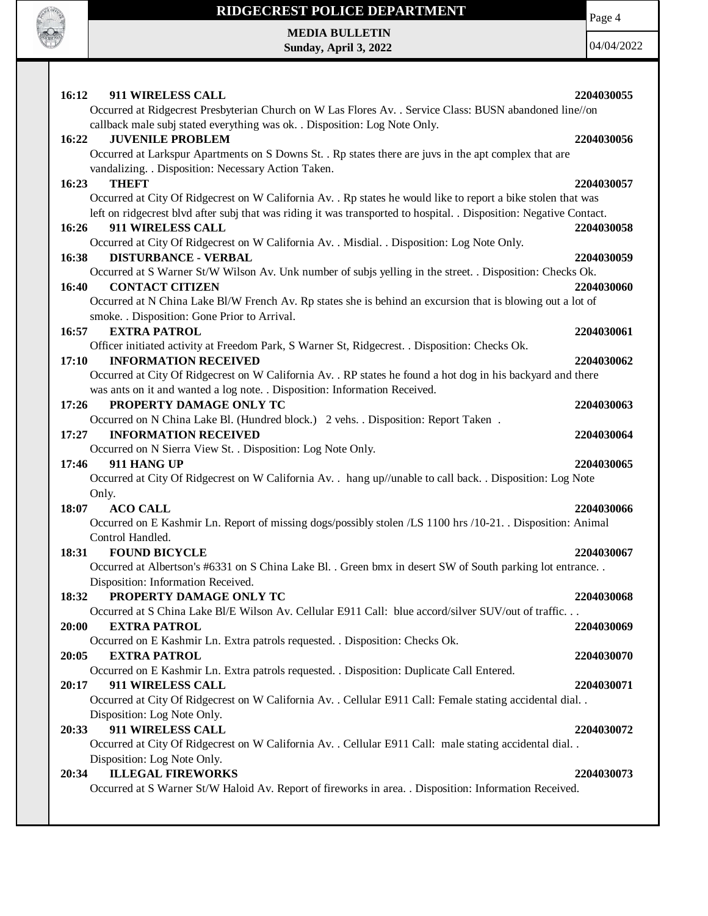**16:12 911 WIRELESS CALL** **2204030055**

Occurred at Ridgecrest Presbyterian Church on W Las Flores Av. . Service Class: BUSN abandoned line//on callback male subj stated everything was ok. . Disposition: Log Note Only.

**16:22 JUVENILE PROBLEM** **2204030056**

Occurred at Larkspur Apartments on S Downs St. . Rp states there are juvs in the apt complex that are vandalizing. . Disposition: Necessary Action Taken.

**16:23 THEFT** **2204030057**

Occurred at City Of Ridgecrest on W California Av. . Rp states he would like to report a bike stolen that was left on ridgecrest blvd after subj that was riding it was transported to hospital. . Disposition: Negative Contact.

**16:26 911 WIRELESS CALL** **2204030058**

Occurred at City Of Ridgecrest on W California Av. . Misdial. . Disposition: Log Note Only.

**16:38 DISTURBANCE - VERBAL** **2204030059**

Occurred at S Warner St/W Wilson Av. Unk number of subjs yelling in the street. . Disposition: Checks Ok.

**16:40 CONTACT CITIZEN** **2204030060**

Occurred at N China Lake Bl/W French Av. Rp states she is behind an excursion that is blowing out a lot of smoke. . Disposition: Gone Prior to Arrival.

**16:57 EXTRA PATROL** **2204030061**

Officer initiated activity at Freedom Park, S Warner St, Ridgecrest. . Disposition: Checks Ok.

**17:10 INFORMATION RECEIVED** **2204030062**

Occurred at City Of Ridgecrest on W California Av. . RP states he found a hot dog in his backyard and there was ants on it and wanted a log note. . Disposition: Information Received.

**17:26 PROPERTY DAMAGE ONLY TC** **2204030063**

Occurred on N China Lake Bl. (Hundred block.) 2 vehs. . Disposition: Report Taken .

**17:27 INFORMATION RECEIVED** **2204030064**

Occurred on N Sierra View St. . Disposition: Log Note Only.

**17:46 911 HANG UP** **2204030065**

Occurred at City Of Ridgecrest on W California Av. . hang up//unable to call back. . Disposition: Log Note Only.

**18:07 ACO CALL** **2204030066**

Occurred on E Kashmir Ln. Report of missing dogs/possibly stolen /LS 1100 hrs /10-21. . Disposition: Animal Control Handled.

**18:31 FOUND BICYCLE** **2204030067**

Occurred at Albertson's #6331 on S China Lake Bl. . Green bmx in desert SW of South parking lot entrance. . Disposition: Information Received.

**18:32 PROPERTY DAMAGE ONLY TC** **2204030068**

Occurred at S China Lake Bl/E Wilson Av. Cellular E911 Call: blue accord/silver SUV/out of traffic. . .

**20:00 EXTRA PATROL** **2204030069**

Occurred on E Kashmir Ln. Extra patrols requested. . Disposition: Checks Ok.

**20:05 EXTRA PATROL** **2204030070**

Occurred on E Kashmir Ln. Extra patrols requested. . Disposition: Duplicate Call Entered.

**20:17 911 WIRELESS CALL** **2204030071**

Occurred at City Of Ridgecrest on W California Av. . Cellular E911 Call: Female stating accidental dial. . Disposition: Log Note Only.

**20:33 911 WIRELESS CALL** **2204030072**

Occurred at City Of Ridgecrest on W California Av. . Cellular E911 Call: male stating accidental dial. . Disposition: Log Note Only.

**20:34 ILLEGAL FIREWORKS** **2204030073**

Occurred at S Warner St/W Haloid Av. Report of fireworks in area. . Disposition: Information Received.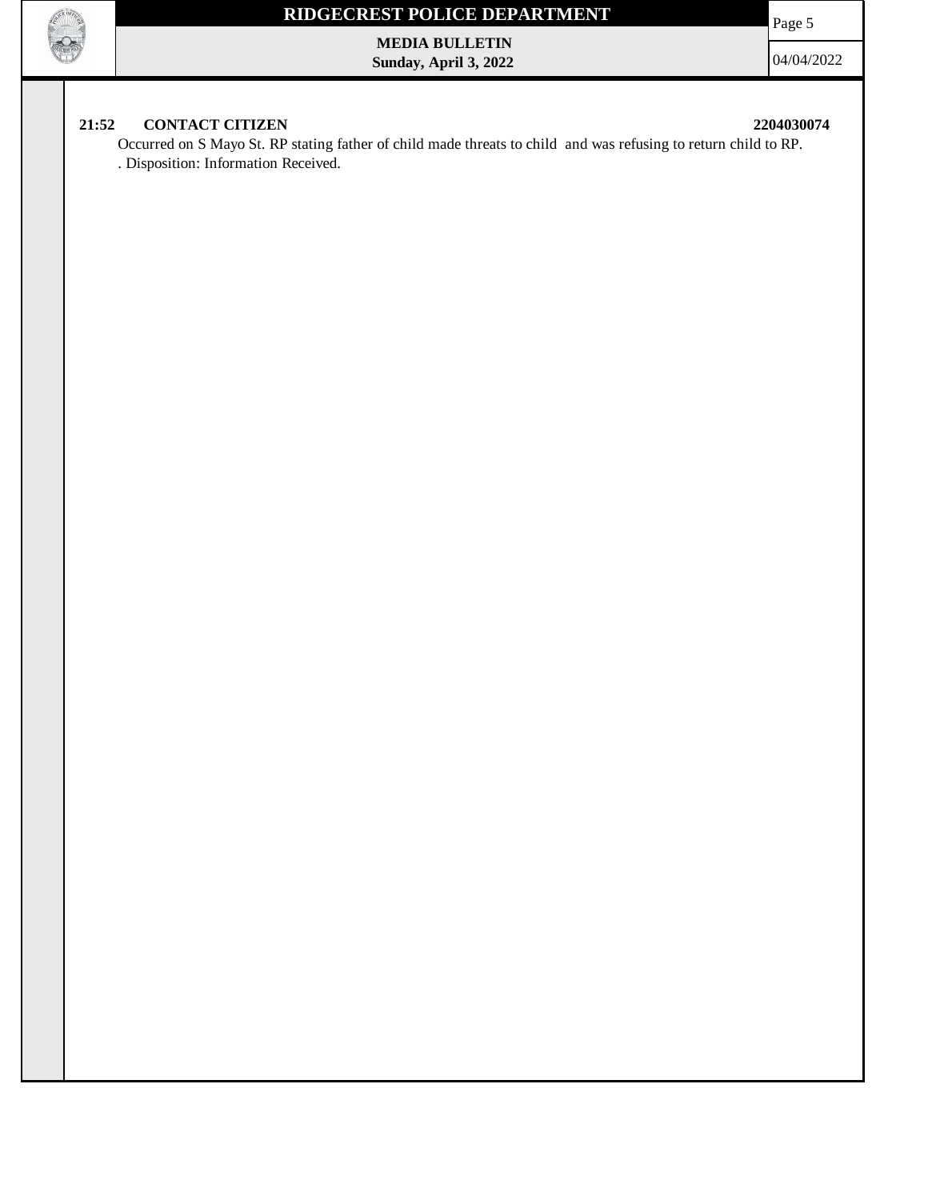**21:52 CONTACT CITIZEN** **2204030074**

Occurred on S Mayo St. RP stating father of child made threats to child and was refusing to return child to RP.
. Disposition: Information Received.